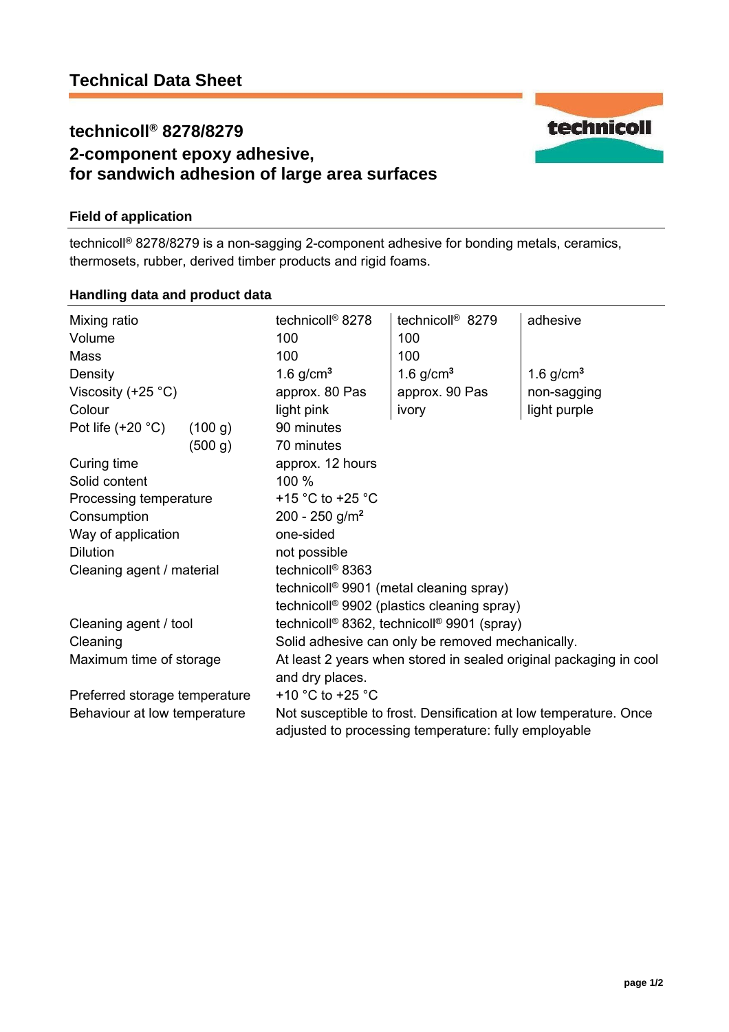# Technical Data Sheet

## technicoll® 8278/8279
## 2-component epoxy adhesive, for sandwich adhesion of large area surfaces

### Field of application

technicoll® 8278/8279 is a non-sagging 2-component adhesive for bonding metals, ceramics, thermosets, rubber, derived timber products and rigid foams.

### Handling data and product data

| | technicoll® 8278 | technicoll® 8279 | adhesive |
|---|---|---|---|
| Mixing ratio | | | |
| Volume | 100 | 100 | |
| Mass | 100 | 100 | |
| Density | 1.6 g/cm³ | 1.6 g/cm³ | 1.6 g/cm³ |
| Viscosity (+25 °C) | approx. 80 Pas | approx. 90 Pas | non-sagging |
| Colour | light pink | ivory | light purple |
| Pot life (+20 °C) (100 g) | 90 minutes | | |
| Pot life (+20 °C) (500 g) | 70 minutes | | |
| Curing time | approx. 12 hours | | |
| Solid content | 100 % | | |
| Processing temperature | +15 °C to +25 °C | | |
| Consumption | 200 - 250 g/m² | | |
| Way of application | one-sided | | |
| Dilution | not possible | | |
| Cleaning agent / material | technicoll® 8363<br>technicoll® 9901 (metal cleaning spray)<br>technicoll® 9902 (plastics cleaning spray) | | |
| Cleaning agent / tool | technicoll® 8362, technicoll® 9901 (spray) | | |
| Cleaning | Solid adhesive can only be removed mechanically. | | |
| Maximum time of storage | At least 2 years when stored in sealed original packaging in cool and dry places. | | |
| Preferred storage temperature | +10 °C to +25 °C | | |
| Behaviour at low temperature | Not susceptible to frost. Densification at low temperature. Once adjusted to processing temperature: fully employable | | |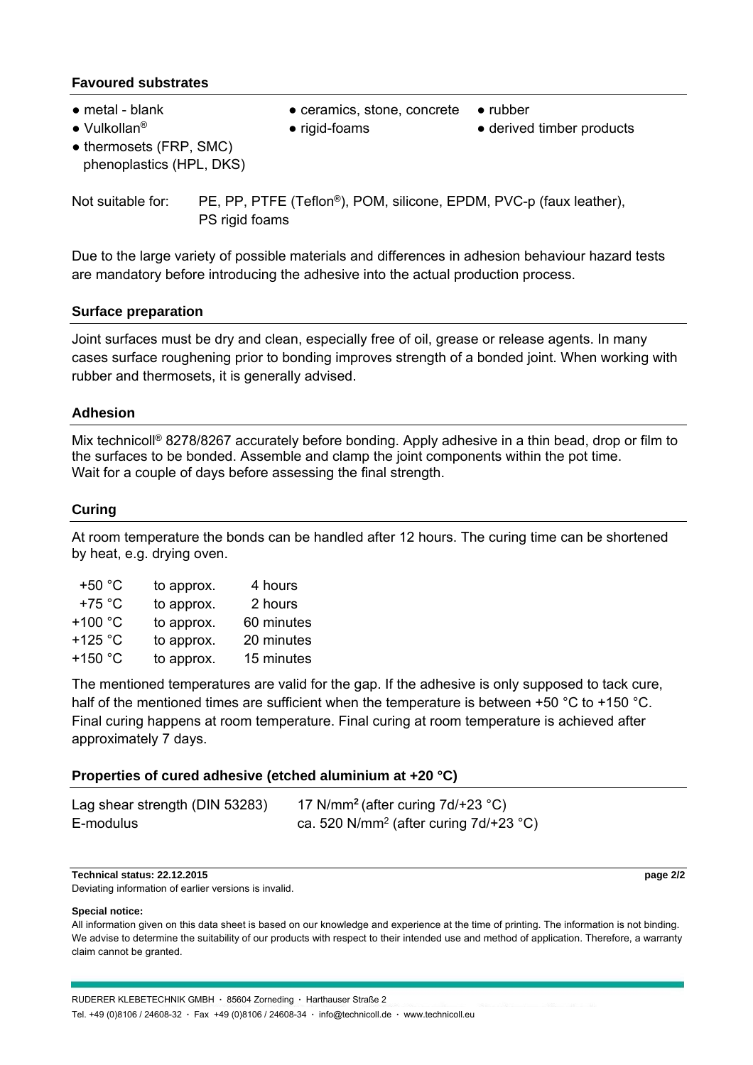## Favoured substrates

- metal - blank
- Vulkollan®
- thermosets (FRP, SMC) phenoplastics (HPL, DKS)
- ceramics, stone, concrete
- rigid-foams
- rubber
- derived timber products

Not suitable for: PE, PP, PTFE (Teflon®), POM, silicone, EPDM, PVC-p (faux leather), PS rigid foams

Due to the large variety of possible materials and differences in adhesion behaviour hazard tests are mandatory before introducing the adhesive into the actual production process.

## Surface preparation

Joint surfaces must be dry and clean, especially free of oil, grease or release agents. In many cases surface roughening prior to bonding improves strength of a bonded joint. When working with rubber and thermosets, it is generally advised.

## Adhesion

Mix technicoll® 8278/8267 accurately before bonding. Apply adhesive in a thin bead, drop or film to the surfaces to be bonded. Assemble and clamp the joint components within the pot time.
Wait for a couple of days before assessing the final strength.

## Curing

At room temperature the bonds can be handled after 12 hours. The curing time can be shortened by heat, e.g. drying oven.

| | | |
|---|---|---|
| +50 °C | to approx. | 4 hours |
| +75 °C | to approx. | 2 hours |
| +100 °C | to approx. | 60 minutes |
| +125 °C | to approx. | 20 minutes |
| +150 °C | to approx. | 15 minutes |

The mentioned temperatures are valid for the gap. If the adhesive is only supposed to tack cure, half of the mentioned times are sufficient when the temperature is between +50 °C to +150 °C. Final curing happens at room temperature. Final curing at room temperature is achieved after approximately 7 days.

## Properties of cured adhesive (etched aluminium at +20 °C)

| | |
|---|---|
| Lag shear strength (DIN 53283) | 17 N/mm² (after curing 7d/+23 °C) |
| E-modulus | ca. 520 N/mm² (after curing 7d/+23 °C) |

**Technical status: 22.12.2015**
Deviating information of earlier versions is invalid.

**Special notice:**
All information given on this data sheet is based on our knowledge and experience at the time of printing. The information is not binding. We advise to determine the suitability of our products with respect to their intended use and method of application. Therefore, a warranty claim cannot be granted.

RUDERER KLEBETECHNIK GMBH · 85604 Zorneding · Harthauser Straße 2
Tel. +49 (0)8106 / 24608-32 · Fax +49 (0)8106 / 24608-34 · info@technicoll.de · www.technicoll.eu